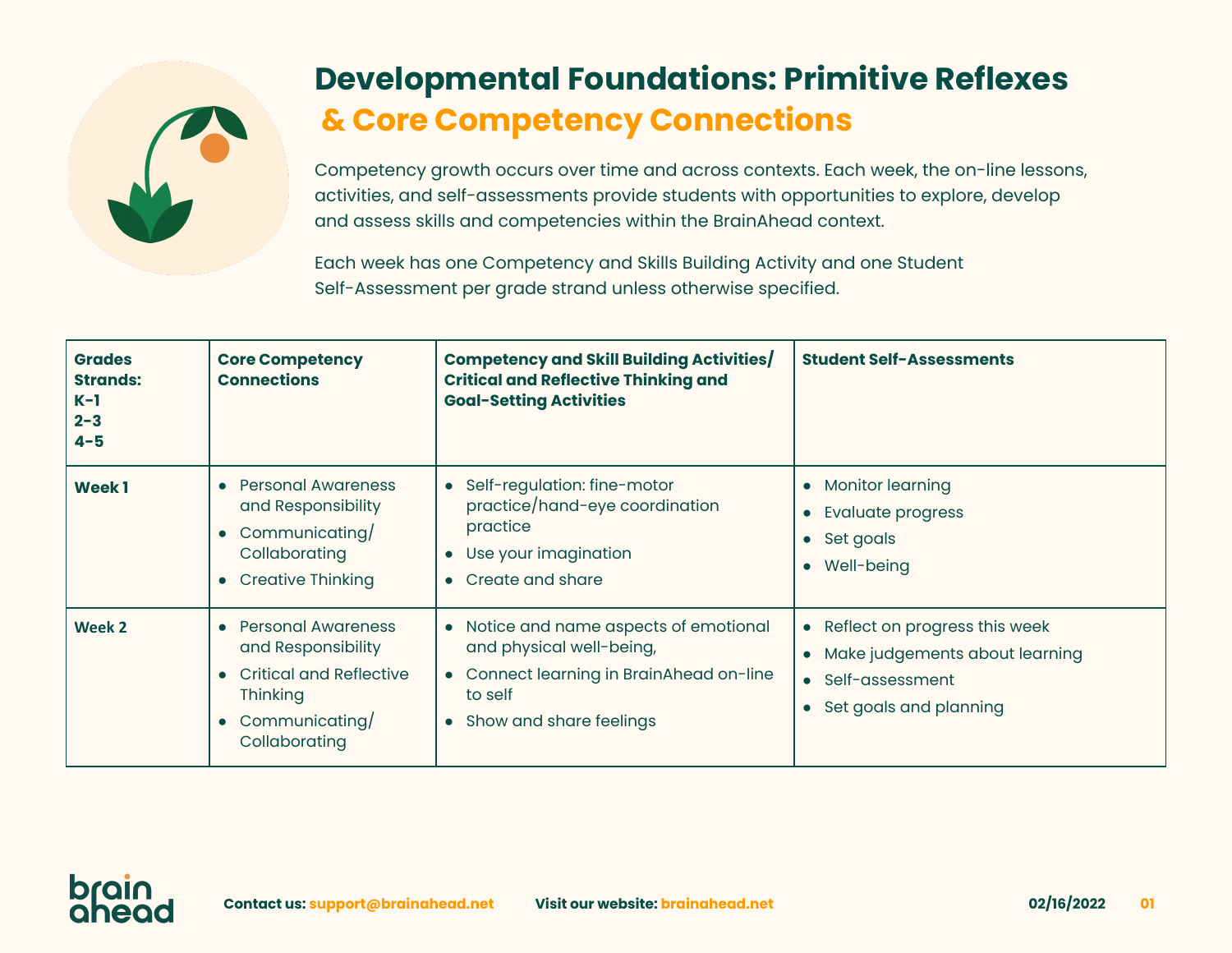# Developmental Foundations: Primitive Reflexes & Core Competency Connections

Competency growth occurs over time and across contexts. Each week, the on-line lessons, activities, and self-assessments provide students with opportunities to explore, develop and assess skills and competencies within the BrainAhead context.

Each week has one Competency and Skills Building Activity and one Student Self-Assessment per grade strand unless otherwise specified.

| **Grades Strands:**<br>**K-1**<br>**2-3**<br>**4-5** | **Core Competency Connections** | **Competency and Skill Building Activities/ Critical and Reflective Thinking and Goal-Setting Activities** | **Student Self-Assessments** |
|---|---|---|---|
| **Week 1** | • Personal Awareness and Responsibility<br>• Communicating/ Collaborating<br>• Creative Thinking | • Self-regulation: fine-motor practice/hand-eye coordination practice<br>• Use your imagination<br>• Create and share | • Monitor learning<br>• Evaluate progress<br>• Set goals<br>• Well-being |
| **Week 2** | • Personal Awareness and Responsibility<br>• Critical and Reflective Thinking<br>• Communicating/ Collaborating | • Notice and name aspects of emotional and physical well-being,<br>• Connect learning in BrainAhead on-line to self<br>• Show and share feelings | • Reflect on progress this week<br>• Make judgements about learning<br>• Self-assessment<br>• Set goals and planning |

**Contact us:** support@brainahead.net **Visit our website:** brainahead.net **02/16/2022**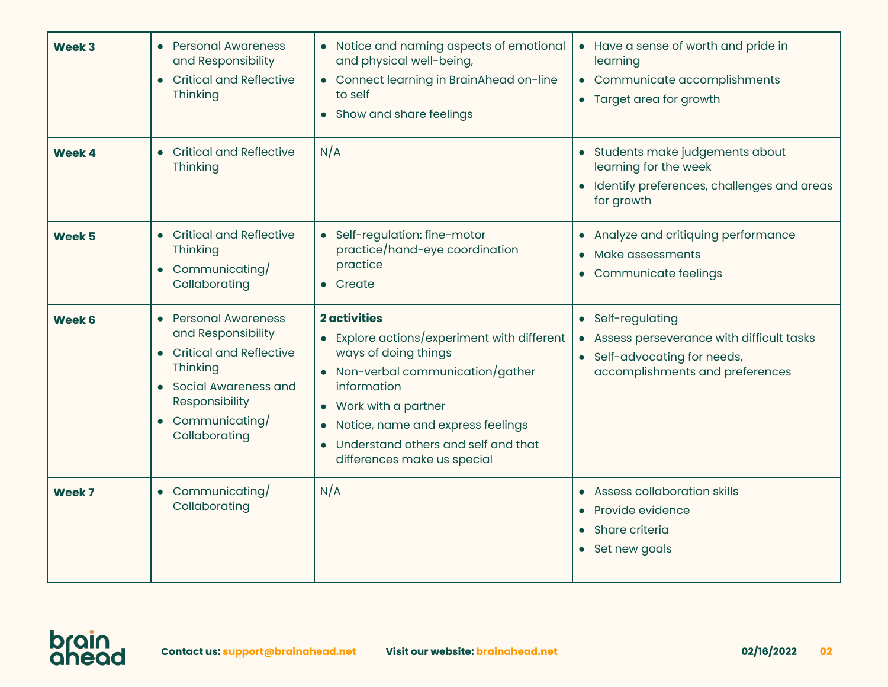| | | | |
|---|---|---|---|
| **Week 3** | • Personal Awareness and Responsibility<br>• Critical and Reflective Thinking | • Notice and naming aspects of emotional and physical well-being,<br>• Connect learning in BrainAhead on-line to self<br>• Show and share feelings | • Have a sense of worth and pride in learning<br>• Communicate accomplishments<br>• Target area for growth |
| **Week 4** | • Critical and Reflective Thinking | N/A | • Students make judgements about learning for the week<br>• Identify preferences, challenges and areas for growth |
| **Week 5** | • Critical and Reflective Thinking<br>• Communicating/ Collaborating | • Self-regulation: fine-motor practice/hand-eye coordination practice<br>• Create | • Analyze and critiquing performance<br>• Make assessments<br>• Communicate feelings |
| **Week 6** | • Personal Awareness and Responsibility<br>• Critical and Reflective Thinking<br>• Social Awareness and Responsibility<br>• Communicating/ Collaborating | **2 activities**<br>• Explore actions/experiment with different ways of doing things<br>• Non-verbal communication/gather information<br>• Work with a partner<br>• Notice, name and express feelings<br>• Understand others and self and that differences make us special | • Self-regulating<br>• Assess perseverance with difficult tasks<br>• Self-advocating for needs, accomplishments and preferences |
| **Week 7** | • Communicating/ Collaborating | N/A | • Assess collaboration skills<br>• Provide evidence<br>• Share criteria<br>• Set new goals |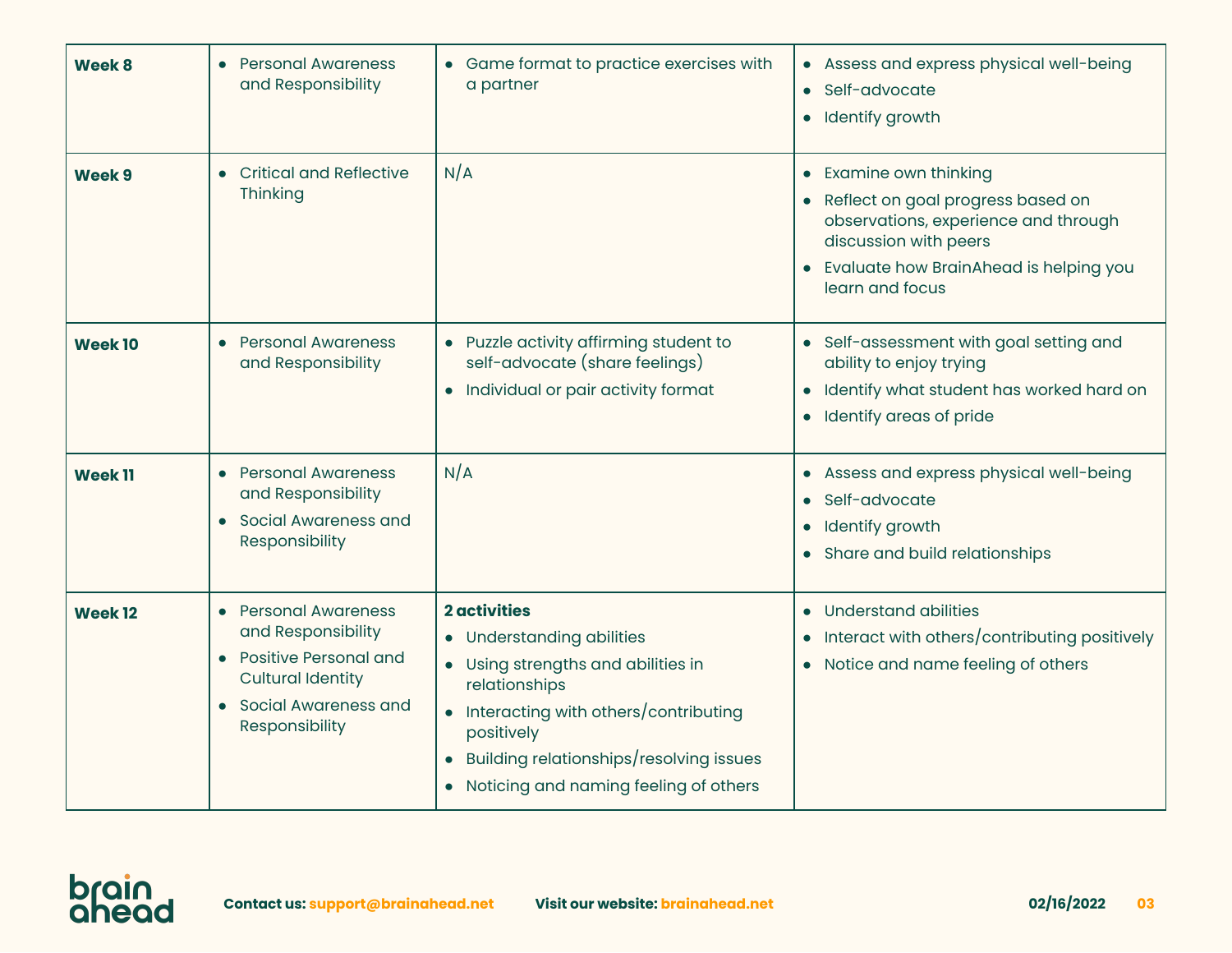| **Week 8** | • Personal Awareness and Responsibility | • Game format to practice exercises with a partner | • Assess and express physical well-being<br>• Self-advocate<br>• Identify growth |
|---|---|---|---|
| **Week 9** | • Critical and Reflective Thinking | N/A | • Examine own thinking<br>• Reflect on goal progress based on observations, experience and through discussion with peers<br>• Evaluate how BrainAhead is helping you learn and focus |
| **Week 10** | • Personal Awareness and Responsibility | • Puzzle activity affirming student to self-advocate (share feelings)<br>• Individual or pair activity format | • Self-assessment with goal setting and ability to enjoy trying<br>• Identify what student has worked hard on<br>• Identify areas of pride |
| **Week 11** | • Personal Awareness and Responsibility<br>• Social Awareness and Responsibility | N/A | • Assess and express physical well-being<br>• Self-advocate<br>• Identify growth<br>• Share and build relationships |
| **Week 12** | • Personal Awareness and Responsibility<br>• Positive Personal and Cultural Identity<br>• Social Awareness and Responsibility | **2 activities**<br>• Understanding abilities<br>• Using strengths and abilities in relationships<br>• Interacting with others/contributing positively<br>• Building relationships/resolving issues<br>• Noticing and naming feeling of others | • Understand abilities<br>• Interact with others/contributing positively<br>• Notice and name feeling of others |

brain ahead

**Contact us:** support@brainahead.net **Visit our website:** brainahead.net **02/16/2022**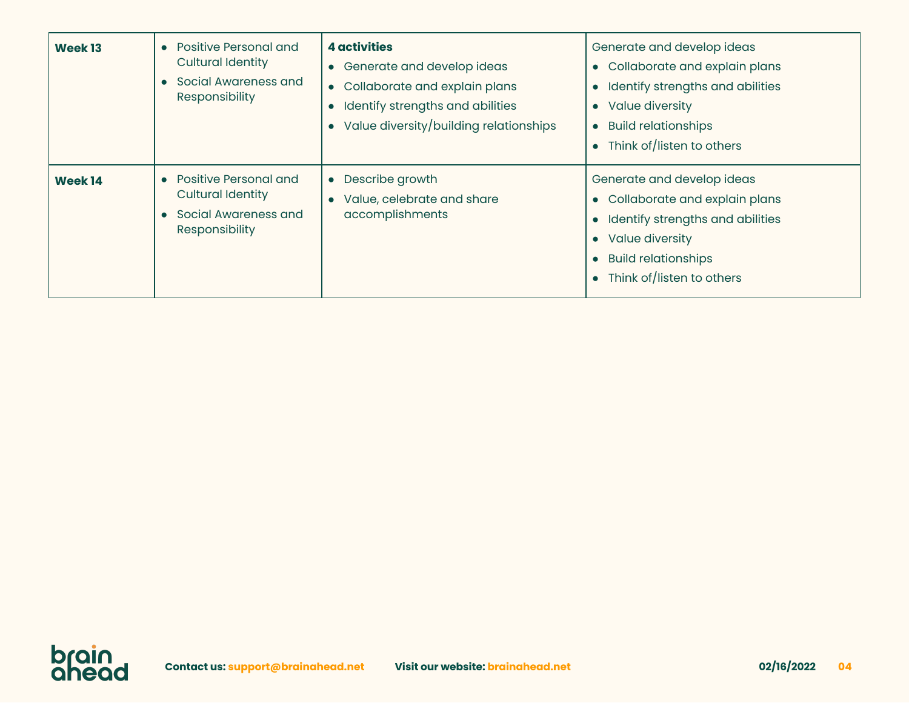| | | | |
|---|---|---|---|
| **Week 13** | • Positive Personal and Cultural Identity<br>• Social Awareness and Responsibility | **4 activities**<br>• Generate and develop ideas<br>• Collaborate and explain plans<br>• Identify strengths and abilities<br>• Value diversity/building relationships | Generate and develop ideas<br>• Collaborate and explain plans<br>• Identify strengths and abilities<br>• Value diversity<br>• Build relationships<br>• Think of/listen to others |
| **Week 14** | • Positive Personal and Cultural Identity<br>• Social Awareness and Responsibility | • Describe growth<br>• Value, celebrate and share accomplishments | Generate and develop ideas<br>• Collaborate and explain plans<br>• Identify strengths and abilities<br>• Value diversity<br>• Build relationships<br>• Think of/listen to others |